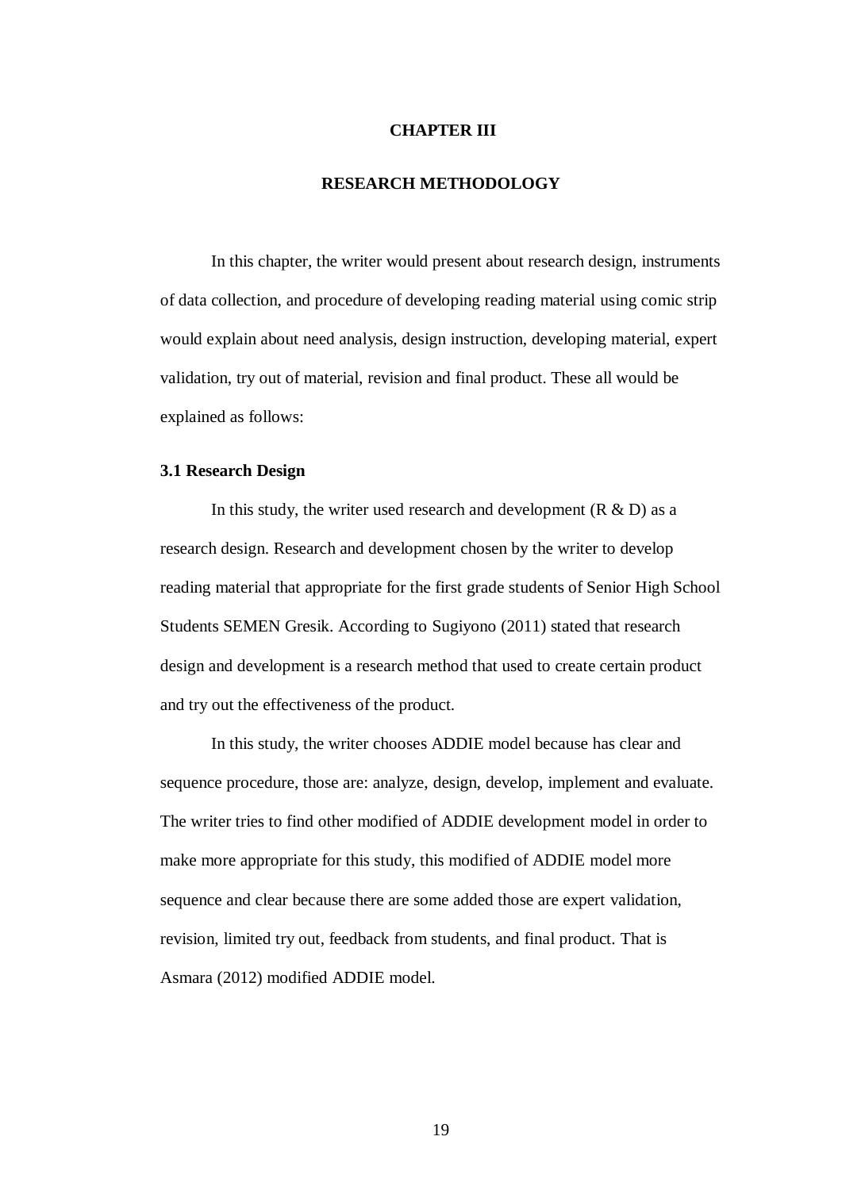# CHAPTER III

# RESEARCH METHODOLOGY

In this chapter, the writer would present about research design, instruments of data collection, and procedure of developing reading material using comic strip would explain about need analysis, design instruction, developing material, expert validation, try out of material, revision and final product. These all would be explained as follows:

## 3.1 Research Design

In this study, the writer used research and development (R & D) as a research design. Research and development chosen by the writer to develop reading material that appropriate for the first grade students of Senior High School Students SEMEN Gresik. According to Sugiyono (2011) stated that research design and development is a research method that used to create certain product and try out the effectiveness of the product.

In this study, the writer chooses ADDIE model because has clear and sequence procedure, those are: analyze, design, develop, implement and evaluate. The writer tries to find other modified of ADDIE development model in order to make more appropriate for this study, this modified of ADDIE model more sequence and clear because there are some added those are expert validation, revision, limited try out, feedback from students, and final product. That is Asmara (2012) modified ADDIE model.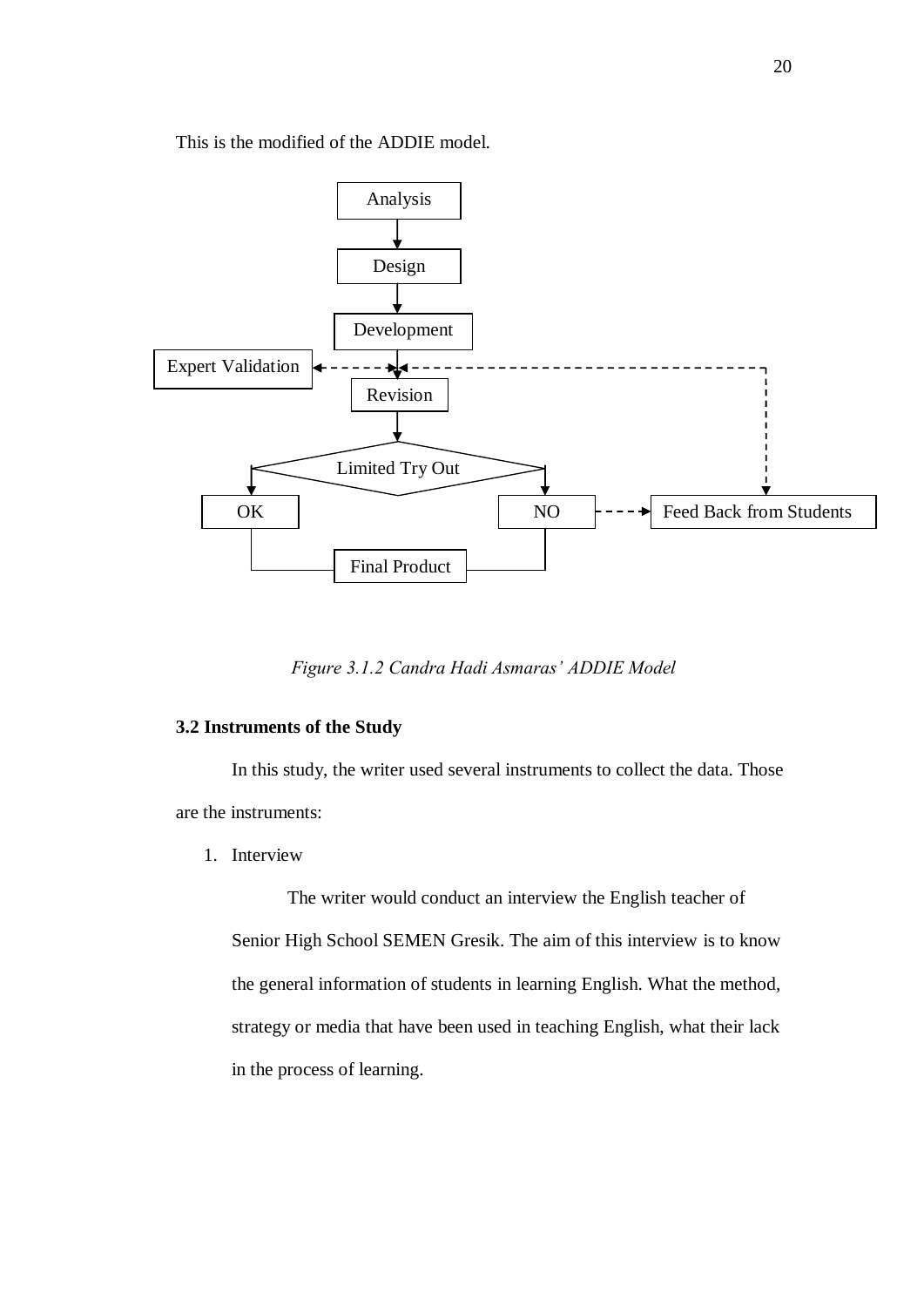This is the modified of the ADDIE model.

*Figure 3.1.2 Candra Hadi Asmaras' ADDIE Model*

### 3.2 Instruments of the Study

In this study, the writer used several instruments to collect the data. Those are the instruments:

1. Interview

   The writer would conduct an interview the English teacher of Senior High School SEMEN Gresik. The aim of this interview is to know the general information of students in learning English. What the method, strategy or media that have been used in teaching English, what their lack in the process of learning.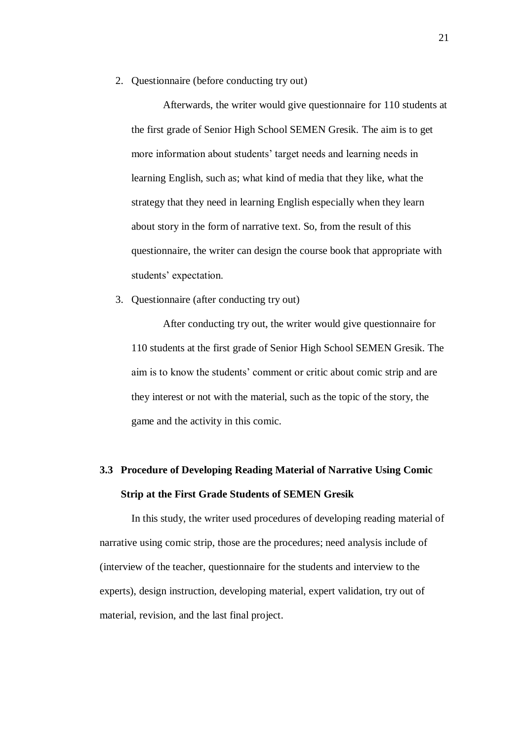2. Questionnaire (before conducting try out)

   Afterwards, the writer would give questionnaire for 110 students at the first grade of Senior High School SEMEN Gresik. The aim is to get more information about students' target needs and learning needs in learning English, such as; what kind of media that they like, what the strategy that they need in learning English especially when they learn about story in the form of narrative text. So, from the result of this questionnaire, the writer can design the course book that appropriate with students' expectation.

3. Questionnaire (after conducting try out)

   After conducting try out, the writer would give questionnaire for 110 students at the first grade of Senior High School SEMEN Gresik. The aim is to know the students' comment or critic about comic strip and are they interest or not with the material, such as the topic of the story, the game and the activity in this comic.

## 3.3 Procedure of Developing Reading Material of Narrative Using Comic Strip at the First Grade Students of SEMEN Gresik

In this study, the writer used procedures of developing reading material of narrative using comic strip, those are the procedures; need analysis include of (interview of the teacher, questionnaire for the students and interview to the experts), design instruction, developing material, expert validation, try out of material, revision, and the last final project.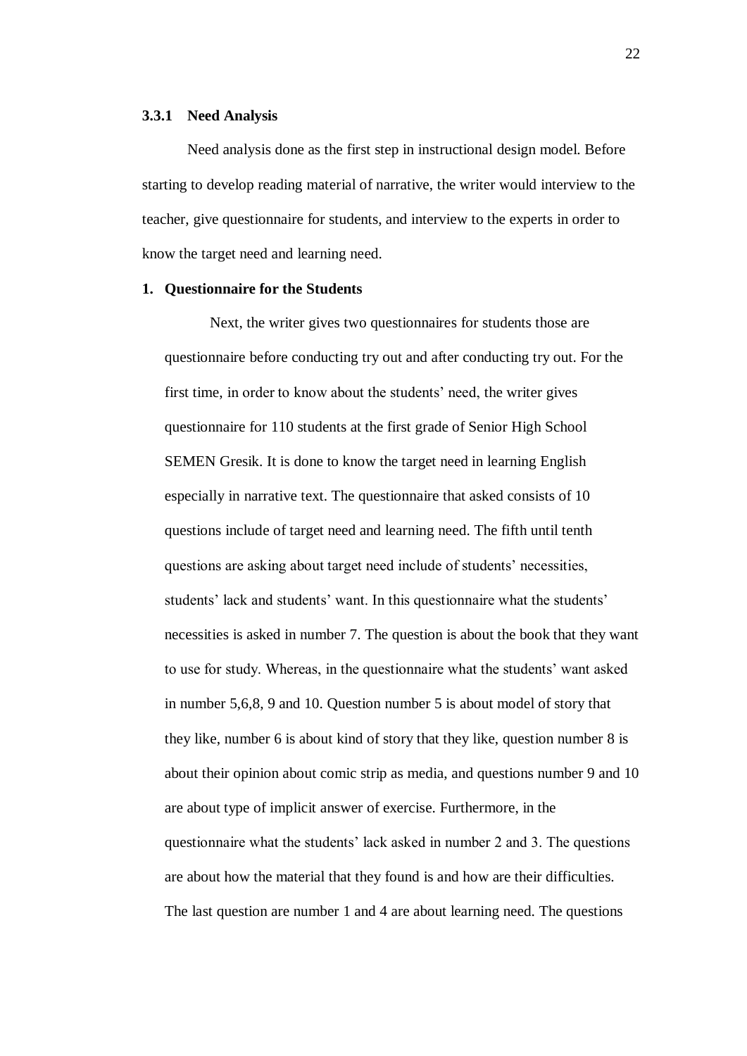### 3.3.1 Need Analysis

Need analysis done as the first step in instructional design model. Before starting to develop reading material of narrative, the writer would interview to the teacher, give questionnaire for students, and interview to the experts in order to know the target need and learning need.

**1. Questionnaire for the Students**

Next, the writer gives two questionnaires for students those are questionnaire before conducting try out and after conducting try out. For the first time, in order to know about the students' need, the writer gives questionnaire for 110 students at the first grade of Senior High School SEMEN Gresik. It is done to know the target need in learning English especially in narrative text. The questionnaire that asked consists of 10 questions include of target need and learning need. The fifth until tenth questions are asking about target need include of students' necessities, students' lack and students' want. In this questionnaire what the students' necessities is asked in number 7. The question is about the book that they want to use for study. Whereas, in the questionnaire what the students' want asked in number 5,6,8, 9 and 10. Question number 5 is about model of story that they like, number 6 is about kind of story that they like, question number 8 is about their opinion about comic strip as media, and questions number 9 and 10 are about type of implicit answer of exercise. Furthermore, in the questionnaire what the students' lack asked in number 2 and 3. The questions are about how the material that they found is and how are their difficulties. The last question are number 1 and 4 are about learning need. The questions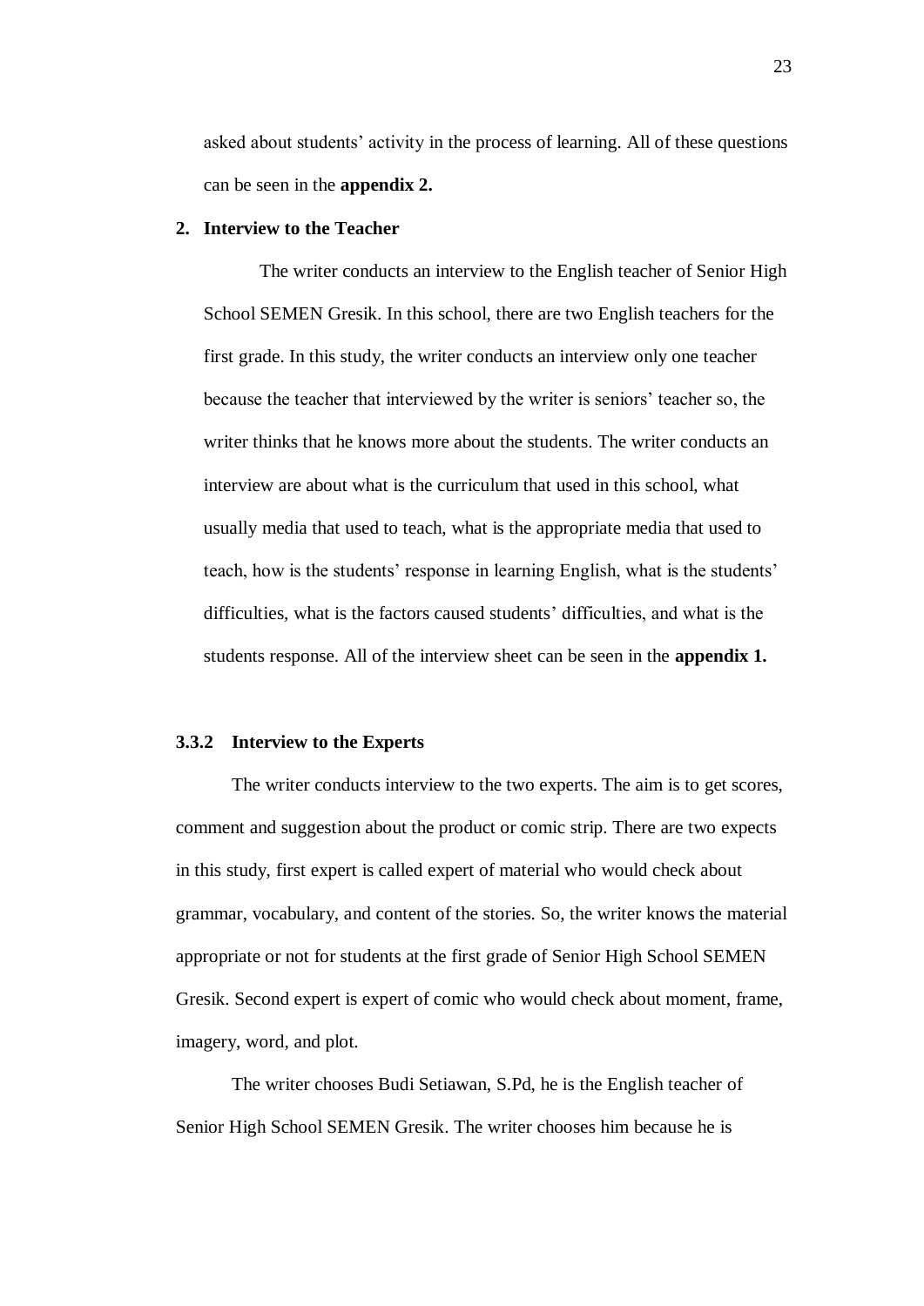asked about students' activity in the process of learning. All of these questions can be seen in the **appendix 2.**

**2. Interview to the Teacher**

The writer conducts an interview to the English teacher of Senior High School SEMEN Gresik. In this school, there are two English teachers for the first grade. In this study, the writer conducts an interview only one teacher because the teacher that interviewed by the writer is seniors' teacher so, the writer thinks that he knows more about the students. The writer conducts an interview are about what is the curriculum that used in this school, what usually media that used to teach, what is the appropriate media that used to teach, how is the students' response in learning English, what is the students' difficulties, what is the factors caused students' difficulties, and what is the students response. All of the interview sheet can be seen in the **appendix 1.**

### 3.3.2 Interview to the Experts

The writer conducts interview to the two experts. The aim is to get scores, comment and suggestion about the product or comic strip. There are two expects in this study, first expert is called expert of material who would check about grammar, vocabulary, and content of the stories. So, the writer knows the material appropriate or not for students at the first grade of Senior High School SEMEN Gresik. Second expert is expert of comic who would check about moment, frame, imagery, word, and plot.

The writer chooses Budi Setiawan, S.Pd, he is the English teacher of Senior High School SEMEN Gresik. The writer chooses him because he is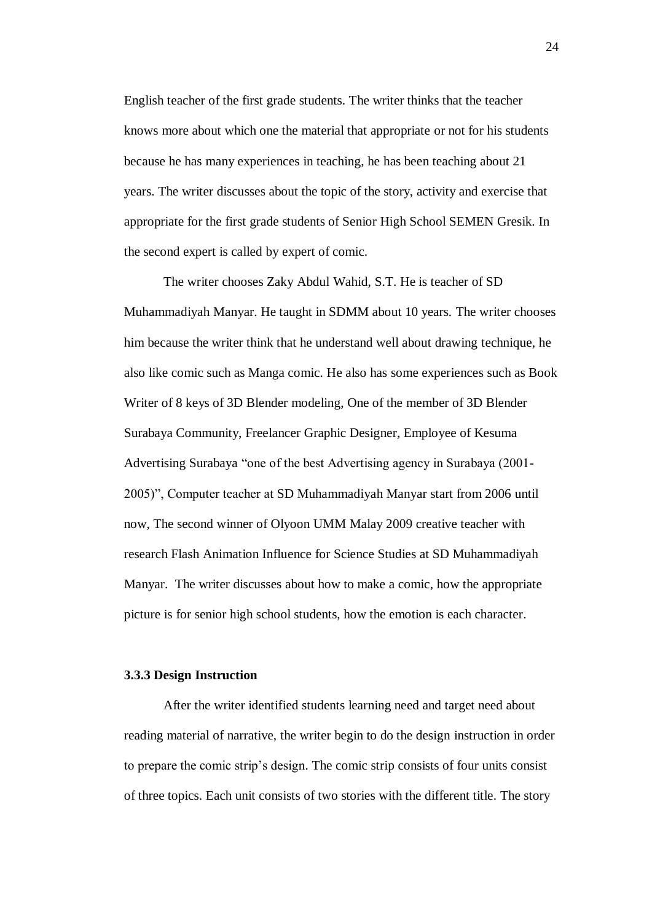English teacher of the first grade students. The writer thinks that the teacher knows more about which one the material that appropriate or not for his students because he has many experiences in teaching, he has been teaching about 21 years. The writer discusses about the topic of the story, activity and exercise that appropriate for the first grade students of Senior High School SEMEN Gresik. In the second expert is called by expert of comic.

The writer chooses Zaky Abdul Wahid, S.T. He is teacher of SD Muhammadiyah Manyar. He taught in SDMM about 10 years. The writer chooses him because the writer think that he understand well about drawing technique, he also like comic such as Manga comic. He also has some experiences such as Book Writer of 8 keys of 3D Blender modeling, One of the member of 3D Blender Surabaya Community, Freelancer Graphic Designer, Employee of Kesuma Advertising Surabaya "one of the best Advertising agency in Surabaya (2001-2005)", Computer teacher at SD Muhammadiyah Manyar start from 2006 until now, The second winner of Olyoon UMM Malay 2009 creative teacher with research Flash Animation Influence for Science Studies at SD Muhammadiyah Manyar. The writer discusses about how to make a comic, how the appropriate picture is for senior high school students, how the emotion is each character.

### 3.3.3 Design Instruction

After the writer identified students learning need and target need about reading material of narrative, the writer begin to do the design instruction in order to prepare the comic strip's design. The comic strip consists of four units consist of three topics. Each unit consists of two stories with the different title. The story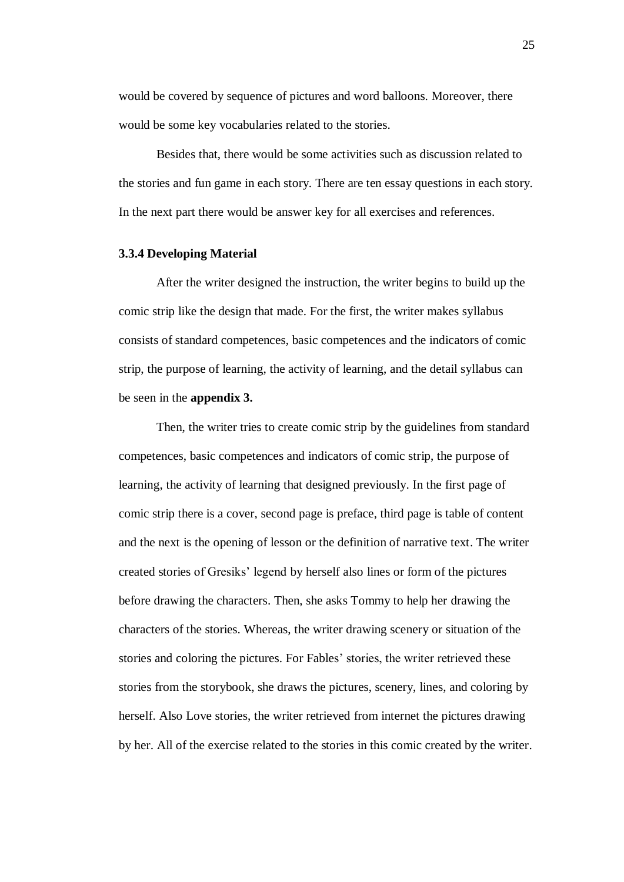would be covered by sequence of pictures and word balloons. Moreover, there would be some key vocabularies related to the stories.

Besides that, there would be some activities such as discussion related to the stories and fun game in each story. There are ten essay questions in each story. In the next part there would be answer key for all exercises and references.

### 3.3.4 Developing Material

After the writer designed the instruction, the writer begins to build up the comic strip like the design that made. For the first, the writer makes syllabus consists of standard competences, basic competences and the indicators of comic strip, the purpose of learning, the activity of learning, and the detail syllabus can be seen in the **appendix 3.**

Then, the writer tries to create comic strip by the guidelines from standard competences, basic competences and indicators of comic strip, the purpose of learning, the activity of learning that designed previously. In the first page of comic strip there is a cover, second page is preface, third page is table of content and the next is the opening of lesson or the definition of narrative text. The writer created stories of Gresiks' legend by herself also lines or form of the pictures before drawing the characters. Then, she asks Tommy to help her drawing the characters of the stories. Whereas, the writer drawing scenery or situation of the stories and coloring the pictures. For Fables' stories, the writer retrieved these stories from the storybook, she draws the pictures, scenery, lines, and coloring by herself. Also Love stories, the writer retrieved from internet the pictures drawing by her. All of the exercise related to the stories in this comic created by the writer.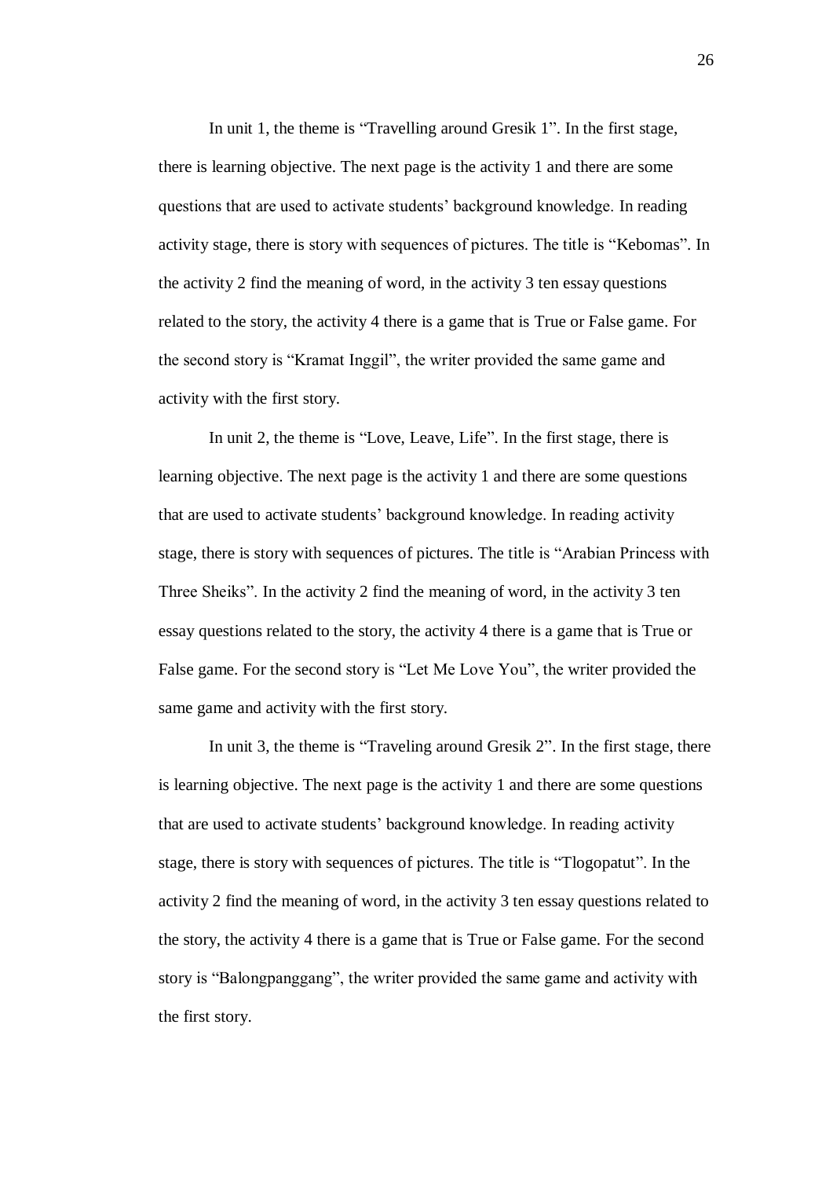In unit 1, the theme is “Travelling around Gresik 1”. In the first stage, there is learning objective. The next page is the activity 1 and there are some questions that are used to activate students’ background knowledge. In reading activity stage, there is story with sequences of pictures. The title is “Kebomas”. In the activity 2 find the meaning of word, in the activity 3 ten essay questions related to the story, the activity 4 there is a game that is True or False game. For the second story is “Kramat Inggil”, the writer provided the same game and activity with the first story.

In unit 2, the theme is “Love, Leave, Life”. In the first stage, there is learning objective. The next page is the activity 1 and there are some questions that are used to activate students’ background knowledge. In reading activity stage, there is story with sequences of pictures. The title is “Arabian Princess with Three Sheiks”. In the activity 2 find the meaning of word, in the activity 3 ten essay questions related to the story, the activity 4 there is a game that is True or False game. For the second story is “Let Me Love You”, the writer provided the same game and activity with the first story.

In unit 3, the theme is “Traveling around Gresik 2”. In the first stage, there is learning objective. The next page is the activity 1 and there are some questions that are used to activate students’ background knowledge. In reading activity stage, there is story with sequences of pictures. The title is “Tlogopatut”. In the activity 2 find the meaning of word, in the activity 3 ten essay questions related to the story, the activity 4 there is a game that is True or False game. For the second story is “Balongpanggang”, the writer provided the same game and activity with the first story.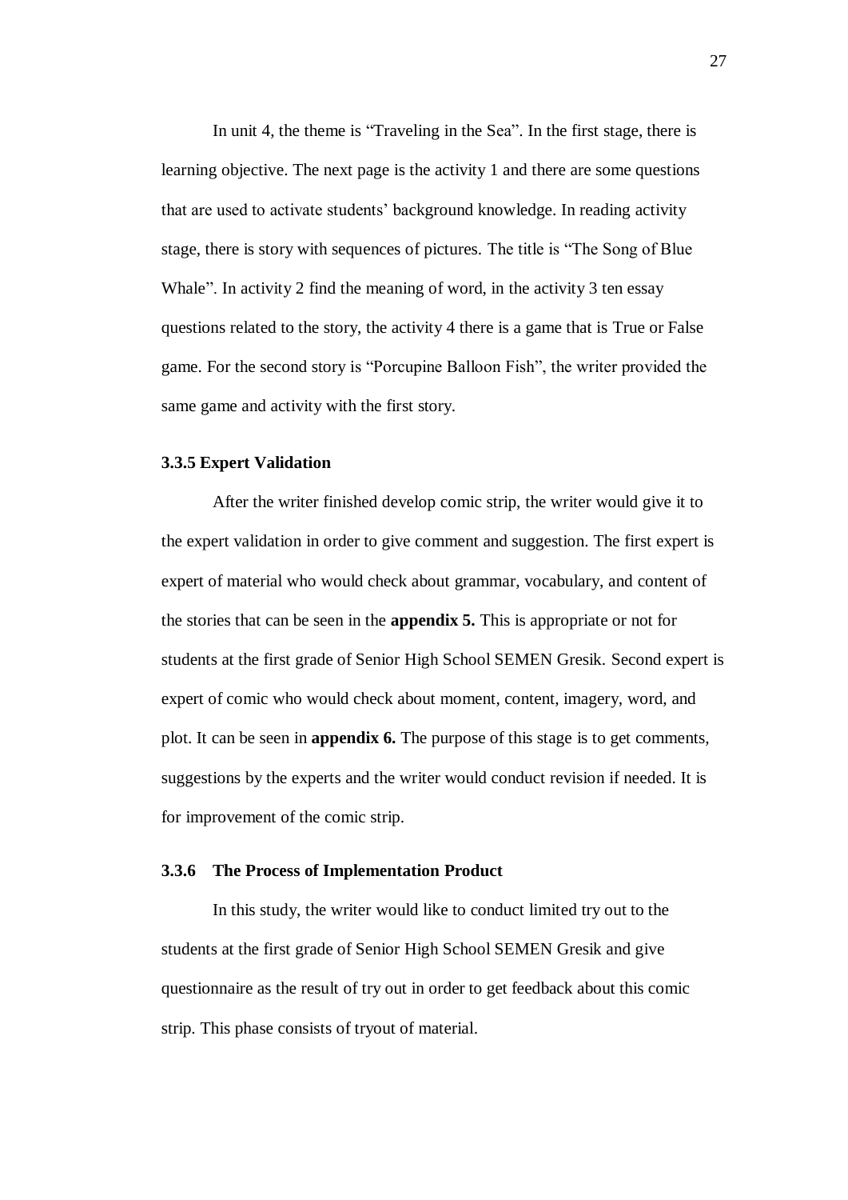In unit 4, the theme is “Traveling in the Sea”. In the first stage, there is learning objective. The next page is the activity 1 and there are some questions that are used to activate students’ background knowledge. In reading activity stage, there is story with sequences of pictures. The title is “The Song of Blue Whale”. In activity 2 find the meaning of word, in the activity 3 ten essay questions related to the story, the activity 4 there is a game that is True or False game. For the second story is “Porcupine Balloon Fish”, the writer provided the same game and activity with the first story.

### 3.3.5 Expert Validation

After the writer finished develop comic strip, the writer would give it to the expert validation in order to give comment and suggestion. The first expert is expert of material who would check about grammar, vocabulary, and content of the stories that can be seen in the **appendix 5.** This is appropriate or not for students at the first grade of Senior High School SEMEN Gresik. Second expert is expert of comic who would check about moment, content, imagery, word, and plot. It can be seen in **appendix 6.** The purpose of this stage is to get comments, suggestions by the experts and the writer would conduct revision if needed. It is for improvement of the comic strip.

### 3.3.6 The Process of Implementation Product

In this study, the writer would like to conduct limited try out to the students at the first grade of Senior High School SEMEN Gresik and give questionnaire as the result of try out in order to get feedback about this comic strip. This phase consists of tryout of material.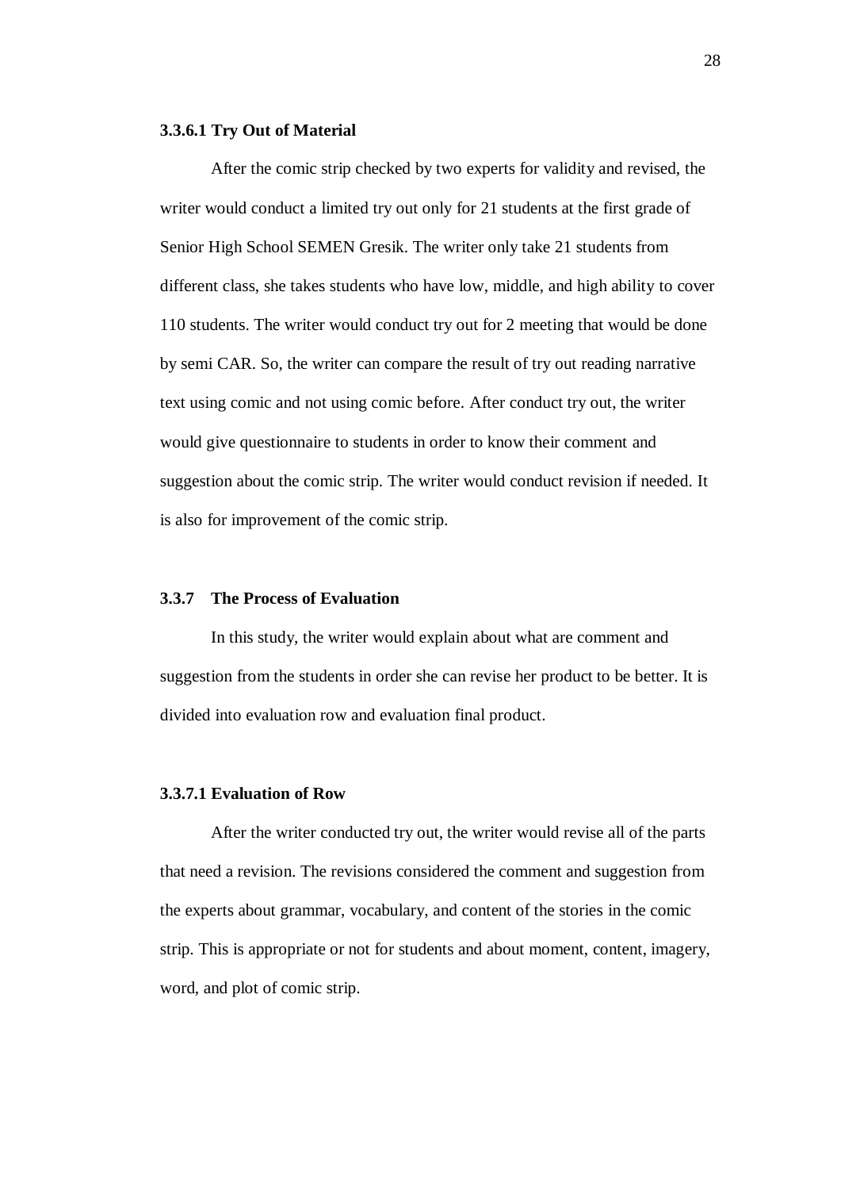#### 3.3.6.1 Try Out of Material

After the comic strip checked by two experts for validity and revised, the writer would conduct a limited try out only for 21 students at the first grade of Senior High School SEMEN Gresik. The writer only take 21 students from different class, she takes students who have low, middle, and high ability to cover 110 students. The writer would conduct try out for 2 meeting that would be done by semi CAR. So, the writer can compare the result of try out reading narrative text using comic and not using comic before. After conduct try out, the writer would give questionnaire to students in order to know their comment and suggestion about the comic strip. The writer would conduct revision if needed. It is also for improvement of the comic strip.

### 3.3.7 The Process of Evaluation

In this study, the writer would explain about what are comment and suggestion from the students in order she can revise her product to be better. It is divided into evaluation row and evaluation final product.

#### 3.3.7.1 Evaluation of Row

After the writer conducted try out, the writer would revise all of the parts that need a revision. The revisions considered the comment and suggestion from the experts about grammar, vocabulary, and content of the stories in the comic strip. This is appropriate or not for students and about moment, content, imagery, word, and plot of comic strip.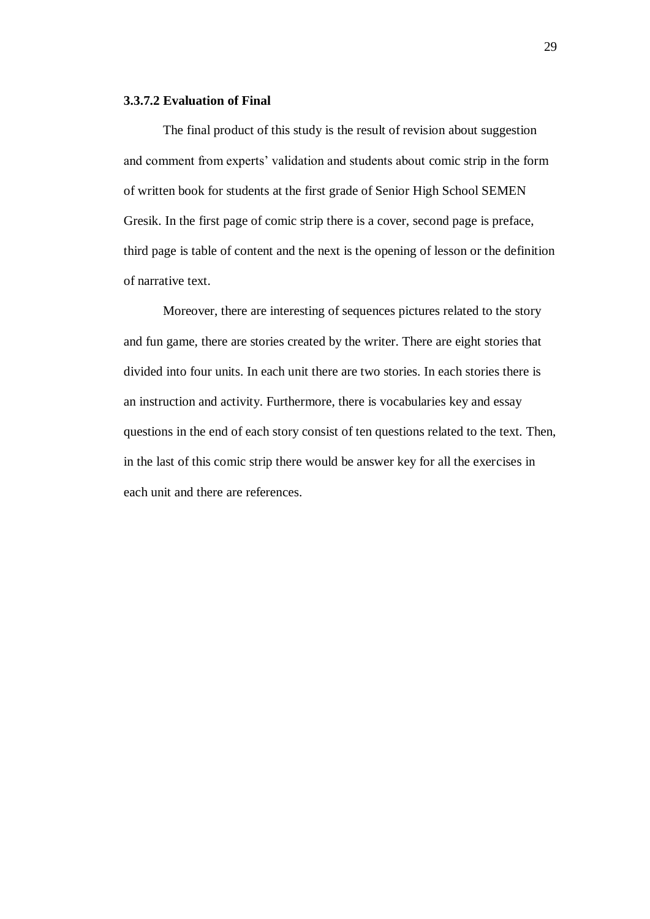#### 3.3.7.2 Evaluation of Final

The final product of this study is the result of revision about suggestion and comment from experts' validation and students about comic strip in the form of written book for students at the first grade of Senior High School SEMEN Gresik. In the first page of comic strip there is a cover, second page is preface, third page is table of content and the next is the opening of lesson or the definition of narrative text.

Moreover, there are interesting of sequences pictures related to the story and fun game, there are stories created by the writer. There are eight stories that divided into four units. In each unit there are two stories. In each stories there is an instruction and activity. Furthermore, there is vocabularies key and essay questions in the end of each story consist of ten questions related to the text. Then, in the last of this comic strip there would be answer key for all the exercises in each unit and there are references.